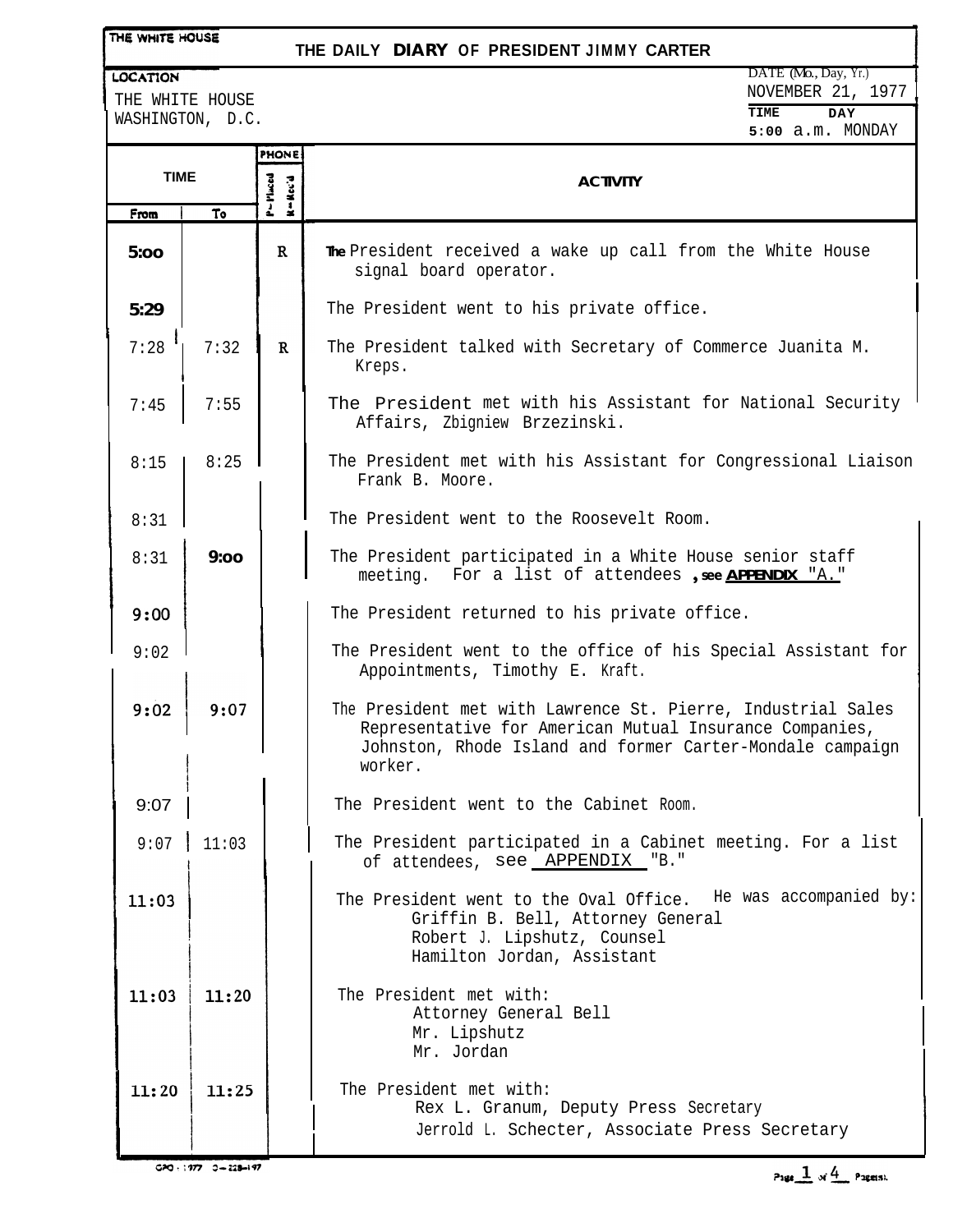THE WHITE HOUSE

# THE DAILY DIARY OF PRESIDENT JIMMY CARTER

**LOCATION**
THE WHITE HOUSE
WASHINGTON, D.C.

DATE (Mo., Day, Yr.)
NOVEMBER 21, 1977

TIME: 5:00 a.m.
DAY: MONDAY

| TIME From | TIME To | PHONE P=Placed | PHONE R=Rec'd | ACTIVITY |
|---|---|---|---|---|
| 5:00 | | | R | The President received a wake up call from the White House signal board operator. |
| 5:29 | | | | The President went to his private office. |
| 7:28 | 7:32 | | R | The President talked with Secretary of Commerce Juanita M. Kreps. |
| 7:45 | 7:55 | | | The President met with his Assistant for National Security Affairs, Zbigniew Brzezinski. |
| 8:15 | 8:25 | | | The President met with his Assistant for Congressional Liaison Frank B. Moore. |
| 8:31 | | | | The President went to the Roosevelt Room. |
| 8:31 | 9:00 | | | The President participated in a White House senior staff meeting. For a list of attendees, see APPENDIX "A." |
| 9:00 | | | | The President returned to his private office. |
| 9:02 | | | | The President went to the office of his Special Assistant for Appointments, Timothy E. Kraft. |
| 9:02 | 9:07 | | | The President met with Lawrence St. Pierre, Industrial Sales Representative for American Mutual Insurance Companies, Johnston, Rhode Island and former Carter-Mondale campaign worker. |
| 9:07 | | | | The President went to the Cabinet Room. |
| 9:07 | 11:03 | | | The President participated in a Cabinet meeting. For a list of attendees, see APPENDIX "B." |
| 11:03 | | | | The President went to the Oval Office. He was accompanied by: Griffin B. Bell, Attorney General; Robert J. Lipshutz, Counsel; Hamilton Jordan, Assistant |
| 11:03 | 11:20 | | | The President met with: Attorney General Bell; Mr. Lipshutz; Mr. Jordan |
| 11:20 | 11:25 | | | The President met with: Rex L. Granum, Deputy Press Secretary; Jerrold L. Schecter, Associate Press Secretary |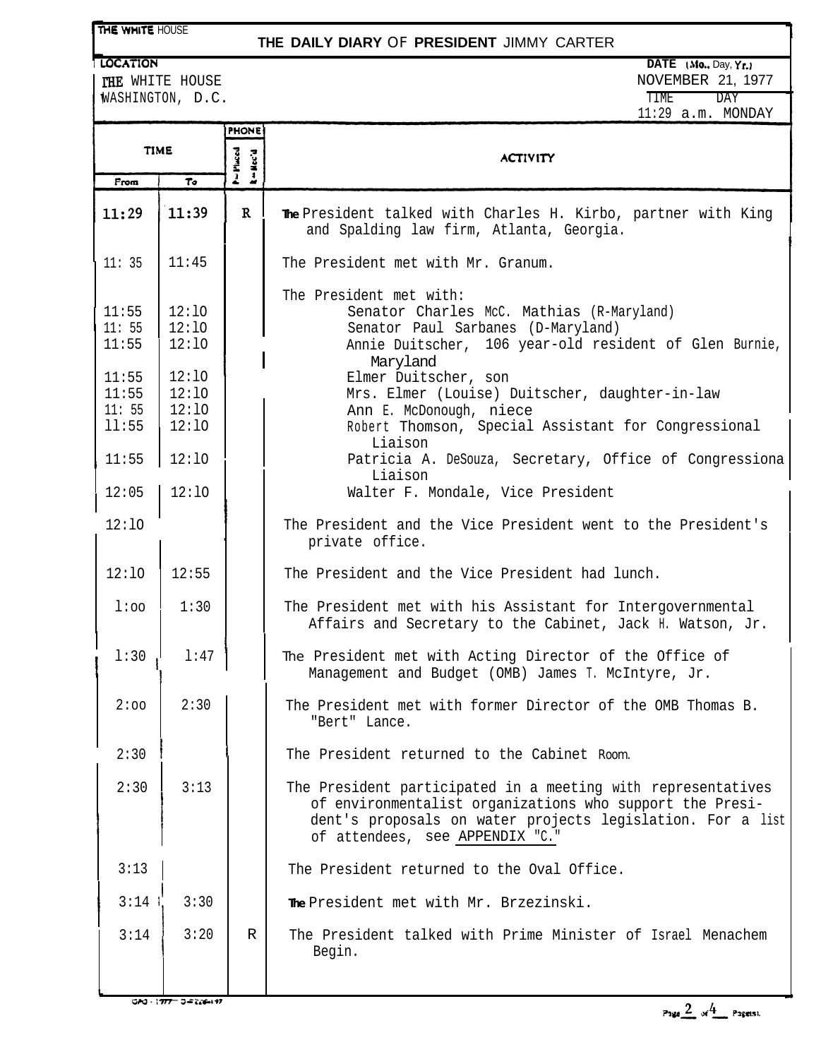THE WHITE HOUSE

# THE DAILY DIARY OF PRESIDENT JIMMY CARTER

LOCATION: THE WHITE HOUSE, WASHINGTON, D.C.

DATE (Mo., Day, Yr.): NOVEMBER 21, 1977

TIME: 11:29 a.m. DAY: MONDAY

| TIME From | TIME To | PHONE P=Placed R=Rec'd | ACTIVITY |
|---|---|---|---|
| 11:29 | 11:39 | R | The President talked with Charles H. Kirbo, partner with King and Spalding law firm, Atlanta, Georgia. |
| 11:35 | 11:45 | | The President met with Mr. Granum. |
| | | | The President met with: |
| 11:55 | 12:10 | | Senator Charles McC. Mathias (R-Maryland) |
| 11:55 | 12:10 | | Senator Paul Sarbanes (D-Maryland) |
| 11:55 | 12:10 | | Annie Duitscher, 106 year-old resident of Glen Burnie, Maryland |
| 11:55 | 12:10 | | Elmer Duitscher, son |
| 11:55 | 12:10 | | Mrs. Elmer (Louise) Duitscher, daughter-in-law |
| 11:55 | 12:10 | | Ann E. McDonough, niece |
| 11:55 | 12:10 | | Robert Thomson, Special Assistant for Congressional Liaison |
| 11:55 | 12:10 | | Patricia A. DeSouza, Secretary, Office of Congressiona Liaison |
| 12:05 | 12:10 | | Walter F. Mondale, Vice President |
| 12:10 | | | The President and the Vice President went to the President's private office. |
| 12:10 | 12:55 | | The President and the Vice President had lunch. |
| 1:00 | 1:30 | | The President met with his Assistant for Intergovernmental Affairs and Secretary to the Cabinet, Jack H. Watson, Jr. |
| 1:30 | 1:47 | | The President met with Acting Director of the Office of Management and Budget (OMB) James T. McIntyre, Jr. |
| 2:00 | 2:30 | | The President met with former Director of the OMB Thomas B. "Bert" Lance. |
| 2:30 | | | The President returned to the Cabinet Room. |
| 2:30 | 3:13 | | The President participated in a meeting with representatives of environmentalist organizations who support the President's proposals on water projects legislation. For a list of attendees, see APPENDIX "C." |
| 3:13 | | | The President returned to the Oval Office. |
| 3:14 | 3:30 | | The President met with Mr. Brzezinski. |
| 3:14 | 3:20 | R | The President talked with Prime Minister of Israel Menachem Begin. |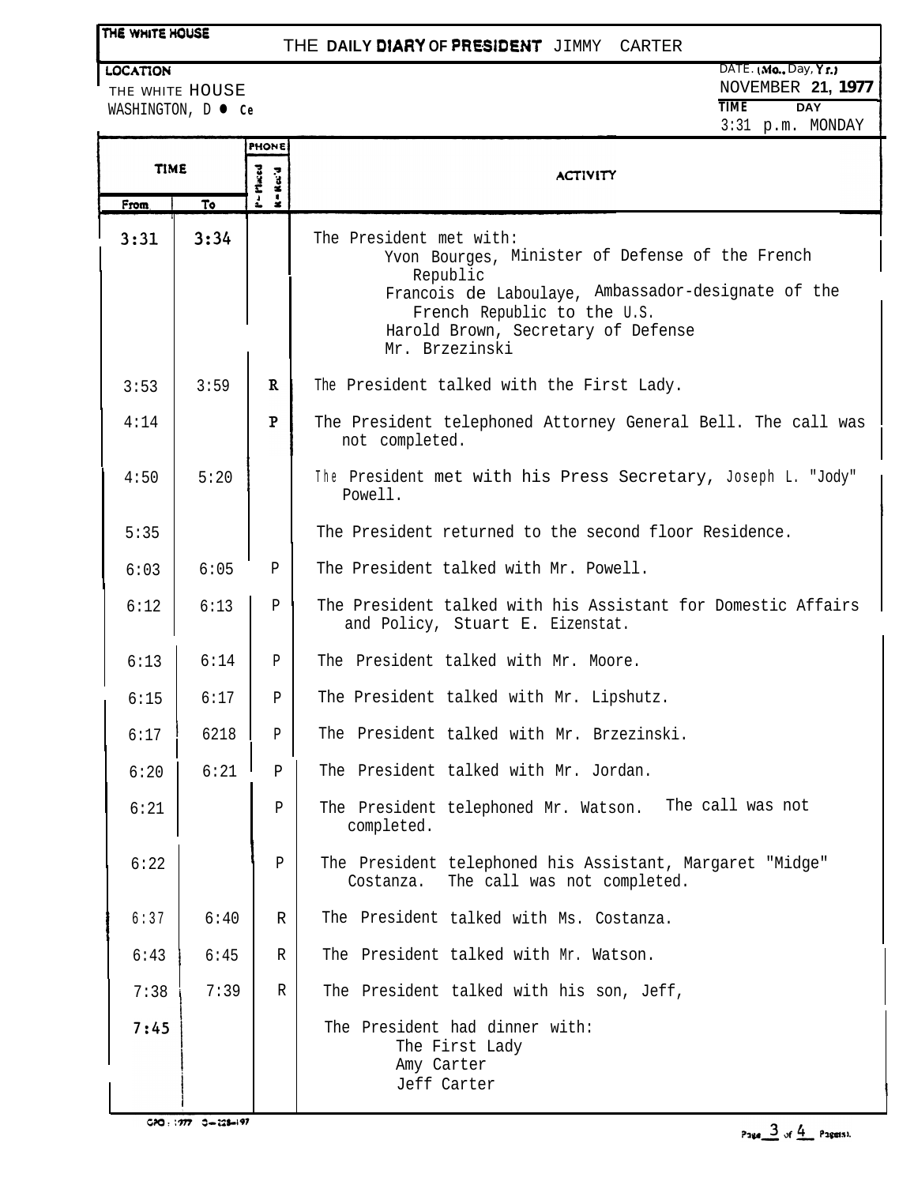THE WHITE HOUSE

# THE DAILY DIARY OF PRESIDENT JIMMY CARTER

LOCATION
THE WHITE HOUSE
WASHINGTON, D. C.

DATE (Mo., Day, Yr.)
NOVEMBER 21, 1977

TIME: 3:31 p.m. DAY: MONDAY

| TIME From | TIME To | PHONE P=Placed R=Rec'd | ACTIVITY |
|---|---|---|---|
| 3:31 | 3:34 | | The President met with:<br>Yvon Bourges, Minister of Defense of the French Republic<br>Francois de Laboulaye, Ambassador-designate of the French Republic to the U.S.<br>Harold Brown, Secretary of Defense<br>Mr. Brzezinski |
| 3:53 | 3:59 | R | The President talked with the First Lady. |
| 4:14 | | P | The President telephoned Attorney General Bell. The call was not completed. |
| 4:50 | 5:20 | | The President met with his Press Secretary, Joseph L. "Jody" Powell. |
| 5:35 | | | The President returned to the second floor Residence. |
| 6:03 | 6:05 | P | The President talked with Mr. Powell. |
| 6:12 | 6:13 | P | The President talked with his Assistant for Domestic Affairs and Policy, Stuart E. Eizenstat. |
| 6:13 | 6:14 | P | The President talked with Mr. Moore. |
| 6:15 | 6:17 | P | The President talked with Mr. Lipshutz. |
| 6:17 | 6218 | P | The President talked with Mr. Brzezinski. |
| 6:20 | 6:21 | P | The President talked with Mr. Jordan. |
| 6:21 | | P | The President telephoned Mr. Watson. The call was not completed. |
| 6:22 | | P | The President telephoned his Assistant, Margaret "Midge" Costanza. The call was not completed. |
| 6:37 | 6:40 | R | The President talked with Ms. Costanza. |
| 6:43 | 6:45 | R | The President talked with Mr. Watson. |
| 7:38 | 7:39 | R | The President talked with his son, Jeff, |
| 7:45 | | | The President had dinner with:<br>The First Lady<br>Amy Carter<br>Jeff Carter |

GPO : 1977 O-228-197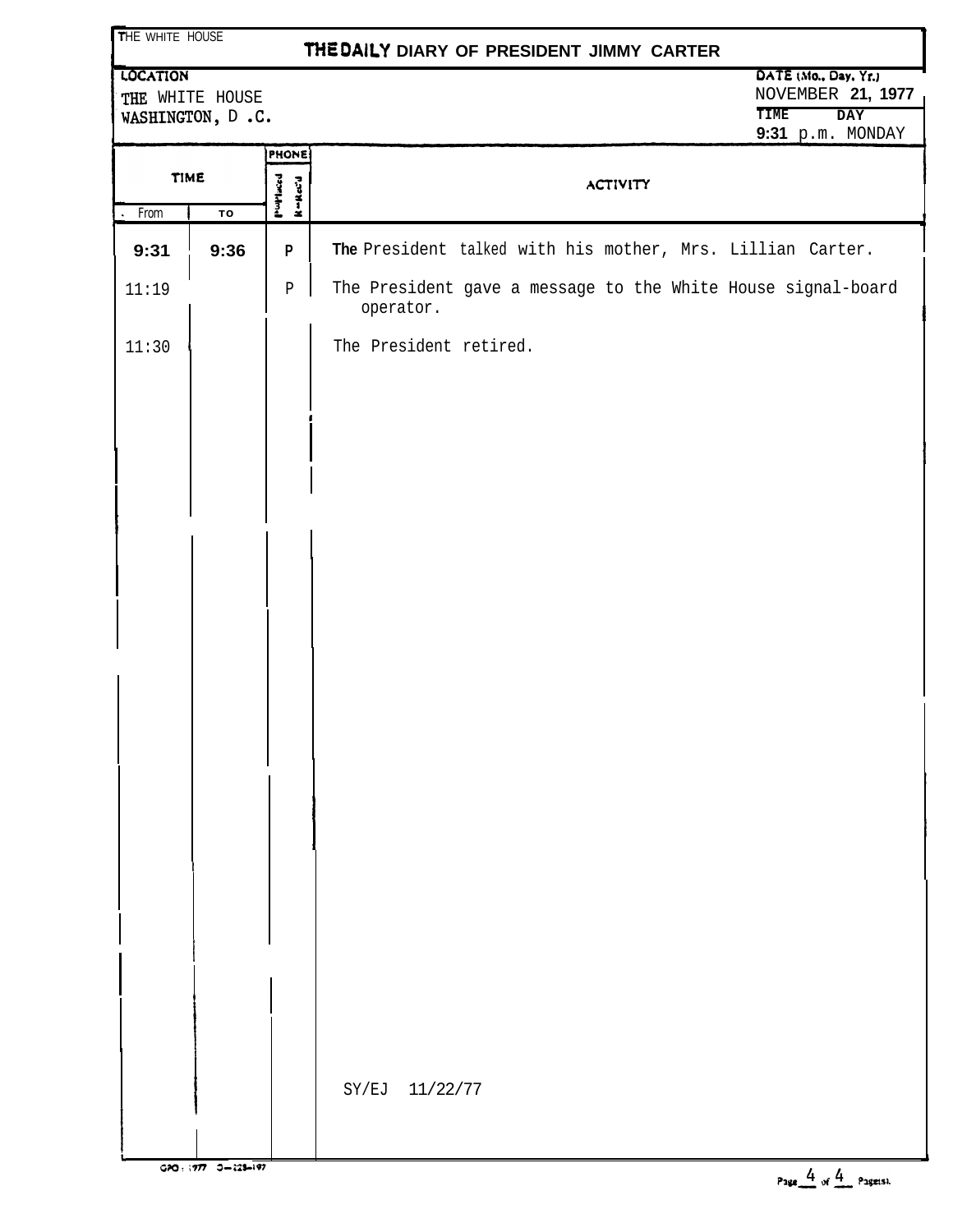THE WHITE HOUSE

# THE DAILY DIARY OF PRESIDENT JIMMY CARTER

**LOCATION**
THE WHITE HOUSE
WASHINGTON, D.C.

**DATE (Mo., Day, Yr.)**
NOVEMBER 21, 1977

**TIME** 9:31 p.m. **DAY** MONDAY

| TIME From | TIME To | PHONE P=Placed R=Rec'd | ACTIVITY |
|---|---|---|---|
| 9:31 | 9:36 | P | The President talked with his mother, Mrs. Lillian Carter. |
| 11:19 | | P | The President gave a message to the White House signal-board operator. |
| 11:30 | | | The President retired. |

SY/EJ 11/22/77

GPO : 1977 O—228-197